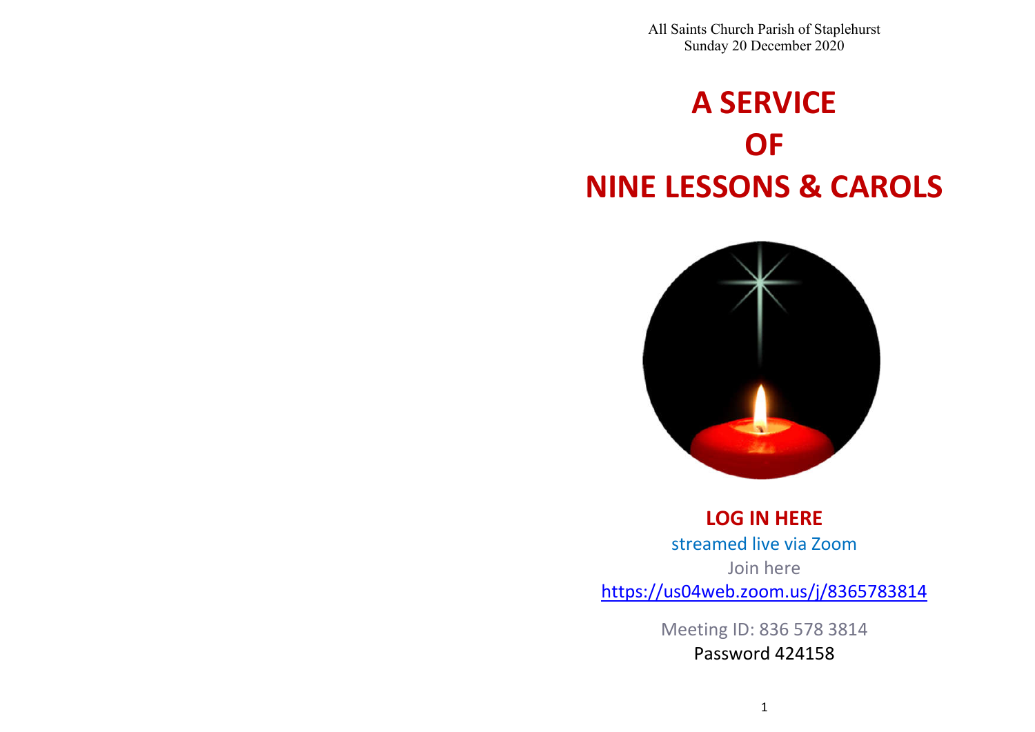All Saints Church Parish of Staplehurst
Sunday 20 December 2020

# A SERVICE OF NINE LESSONS & CAROLS

**LOG IN HERE**

streamed live via Zoom

Join here

https://us04web.zoom.us/j/8365783814

Meeting ID: 836 578 3814

Password 424158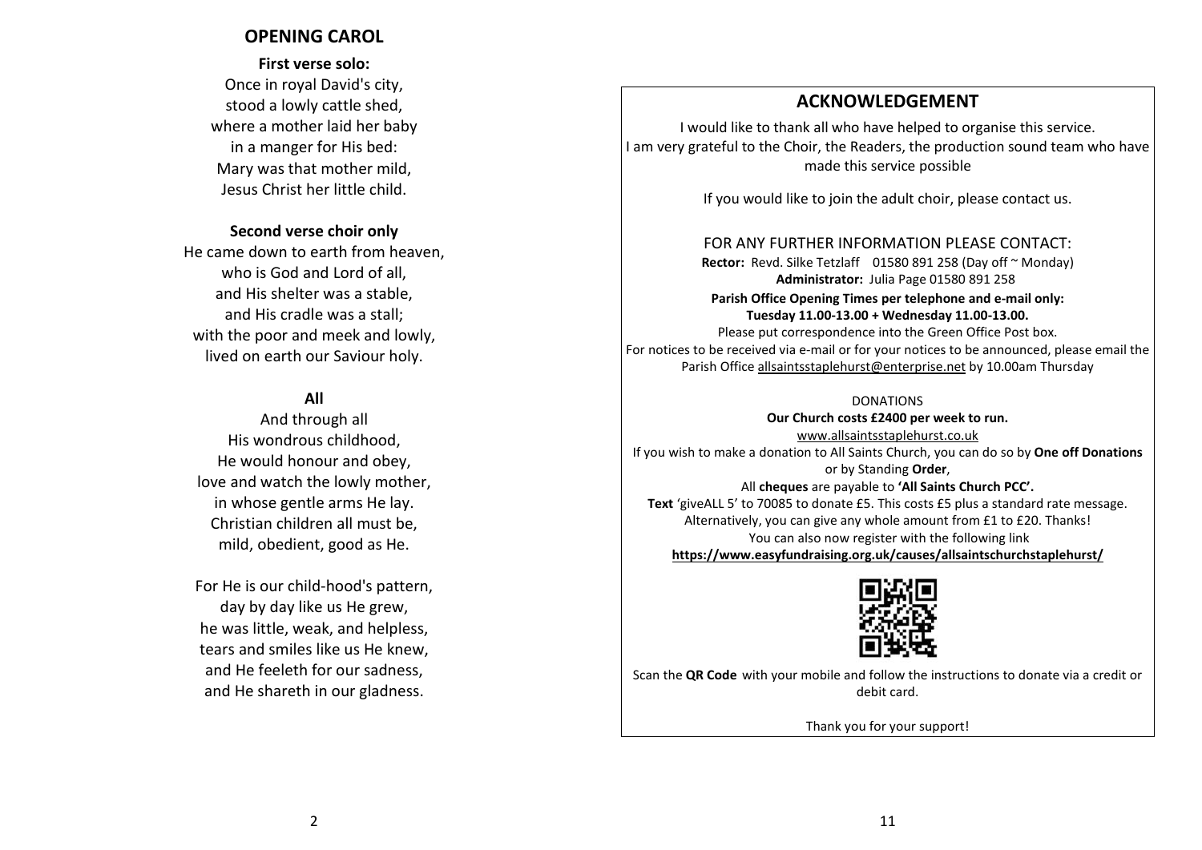## OPENING CAROL

**First verse solo:**

Once in royal David's city,
stood a lowly cattle shed,
where a mother laid her baby
in a manger for His bed:
Mary was that mother mild,
Jesus Christ her little child.

**Second verse choir only**

He came down to earth from heaven,
who is God and Lord of all,
and His shelter was a stable,
and His cradle was a stall;
with the poor and meek and lowly,
lived on earth our Saviour holy.

**All**

And through all
His wondrous childhood,
He would honour and obey,
love and watch the lowly mother,
in whose gentle arms He lay.
Christian children all must be,
mild, obedient, good as He.

For He is our child-hood's pattern,
day by day like us He grew,
he was little, weak, and helpless,
tears and smiles like us He knew,
and He feeleth for our sadness,
and He shareth in our gladness.

## ACKNOWLEDGEMENT

I would like to thank all who have helped to organise this service.
I am very grateful to the Choir, the Readers, the production sound team who have made this service possible

If you would like to join the adult choir, please contact us.

FOR ANY FURTHER INFORMATION PLEASE CONTACT:

**Rector:** Revd. Silke Tetzlaff 01580 891 258 (Day off ~ Monday)

**Administrator:** Julia Page 01580 891 258

**Parish Office Opening Times per telephone and e-mail only:**
**Tuesday 11.00-13.00 + Wednesday 11.00-13.00.**

Please put correspondence into the Green Office Post box.

For notices to be received via e-mail or for your notices to be announced, please email the Parish Office allsaintsstaplehurst@enterprise.net by 10.00am Thursday

DONATIONS

**Our Church costs £2400 per week to run.**

www.allsaintsstaplehurst.co.uk

If you wish to make a donation to All Saints Church, you can do so by **One off Donations** or by Standing **Order**,

All **cheques** are payable to **'All Saints Church PCC'.**

**Text** 'giveALL 5' to 70085 to donate £5. This costs £5 plus a standard rate message. Alternatively, you can give any whole amount from £1 to £20. Thanks!

You can also now register with the following link

**https://www.easyfundraising.org.uk/causes/allsaintschurchstaplehurst/**

Scan the **QR Code** with your mobile and follow the instructions to donate via a credit or debit card.

Thank you for your support!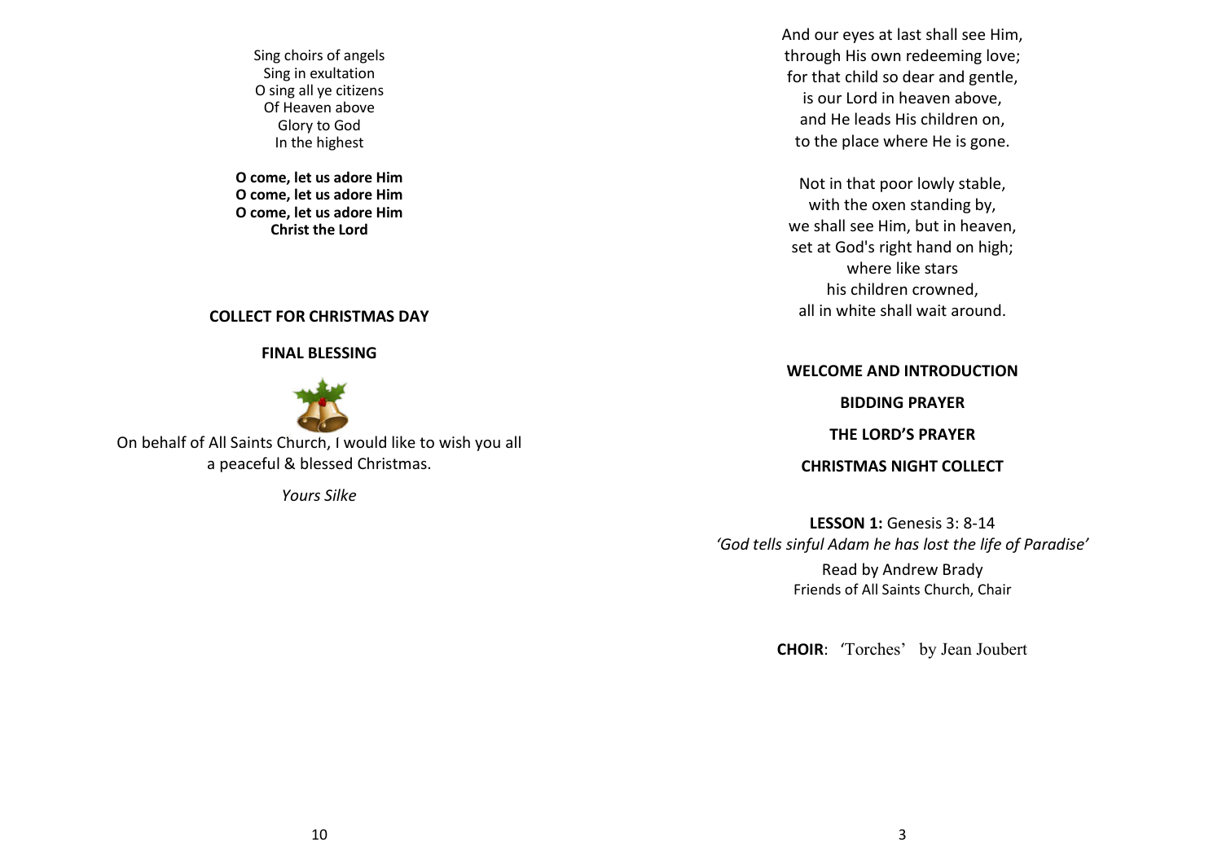Sing choirs of angels
Sing in exultation
O sing all ye citizens
Of Heaven above
Glory to God
In the highest

**O come, let us adore Him**
**O come, let us adore Him**
**O come, let us adore Him**
**Christ the Lord**

**COLLECT FOR CHRISTMAS DAY**

**FINAL BLESSING**

On behalf of All Saints Church, I would like to wish you all a peaceful & blessed Christmas.

*Yours Silke*

And our eyes at last shall see Him,
through His own redeeming love;
for that child so dear and gentle,
is our Lord in heaven above,
and He leads His children on,
to the place where He is gone.

Not in that poor lowly stable,
with the oxen standing by,
we shall see Him, but in heaven,
set at God's right hand on high;
where like stars
his children crowned,
all in white shall wait around.

**WELCOME AND INTRODUCTION**

**BIDDING PRAYER**

**THE LORD'S PRAYER**

**CHRISTMAS NIGHT COLLECT**

**LESSON 1:** Genesis 3: 8-14
*'God tells sinful Adam he has lost the life of Paradise'*
Read by Andrew Brady
Friends of All Saints Church, Chair

**CHOIR**: 'Torches' by Jean Joubert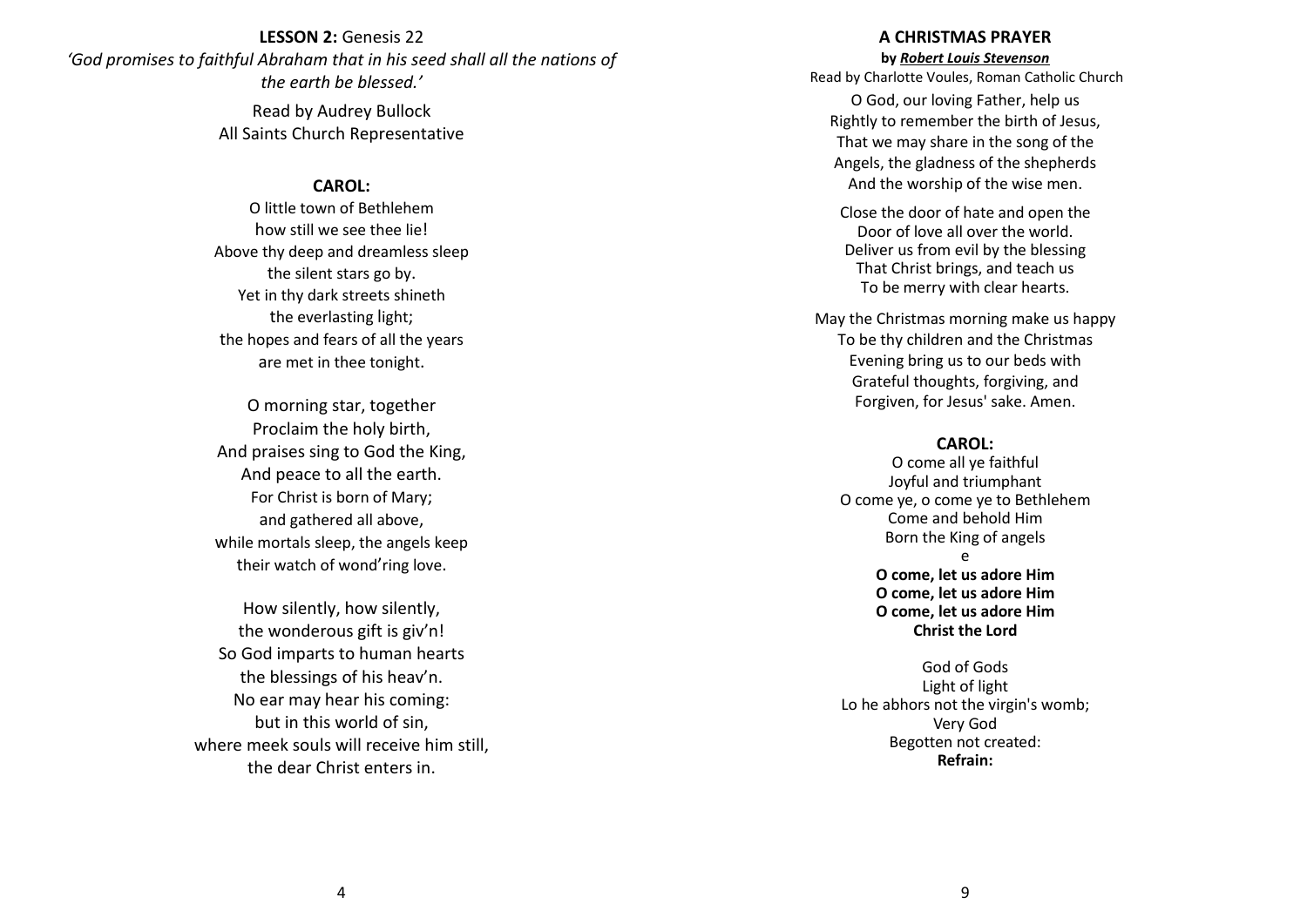**LESSON 2:** Genesis 22

*'God promises to faithful Abraham that in his seed shall all the nations of the earth be blessed.'*

Read by Audrey Bullock
All Saints Church Representative

**CAROL:**

O little town of Bethlehem
how still we see thee lie!
Above thy deep and dreamless sleep
the silent stars go by.
Yet in thy dark streets shineth
the everlasting light;
the hopes and fears of all the years
are met in thee tonight.

O morning star, together
Proclaim the holy birth,
And praises sing to God the King,
And peace to all the earth.
For Christ is born of Mary;
and gathered all above,
while mortals sleep, the angels keep
their watch of wond'ring love.

How silently, how silently,
the wonderous gift is giv'n!
So God imparts to human hearts
the blessings of his heav'n.
No ear may hear his coming:
but in this world of sin,
where meek souls will receive him still,
the dear Christ enters in.

**A CHRISTMAS PRAYER**

**by *Robert Louis Stevenson***

Read by Charlotte Voules, Roman Catholic Church

O God, our loving Father, help us
Rightly to remember the birth of Jesus,
That we may share in the song of the
Angels, the gladness of the shepherds
And the worship of the wise men.

Close the door of hate and open the
Door of love all over the world.
Deliver us from evil by the blessing
That Christ brings, and teach us
To be merry with clear hearts.

May the Christmas morning make us happy
To be thy children and the Christmas
Evening bring us to our beds with
Grateful thoughts, forgiving, and
Forgiven, for Jesus' sake. Amen.

**CAROL:**

O come all ye faithful
Joyful and triumphant
O come ye, o come ye to Bethlehem
Come and behold Him
Born the King of angels
e
**O come, let us adore Him**
**O come, let us adore Him**
**O come, let us adore Him**
**Christ the Lord**

God of Gods
Light of light
Lo he abhors not the virgin's womb;
Very God
Begotten not created:
**Refrain:**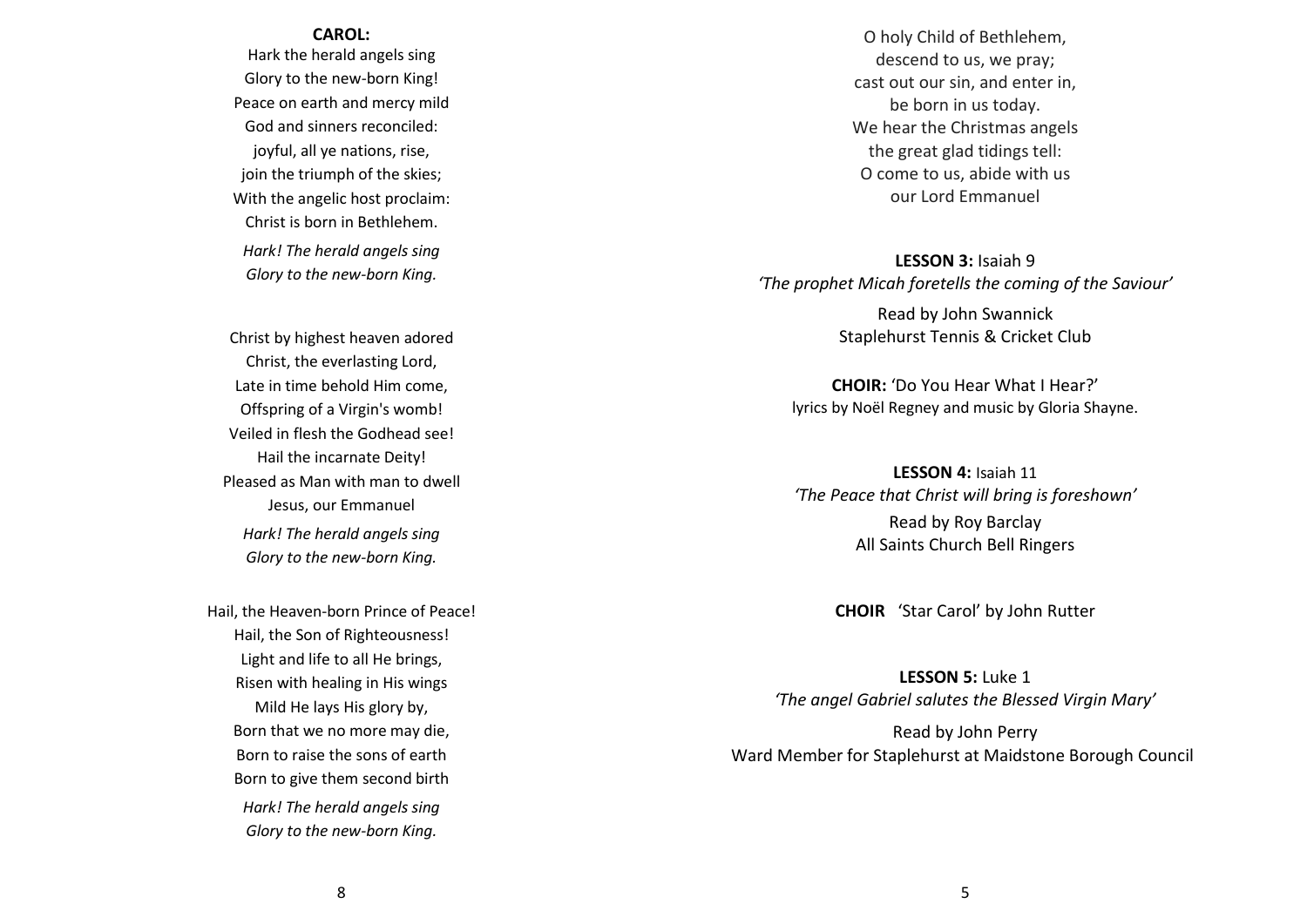**CAROL:**

Hark the herald angels sing
Glory to the new-born King!
Peace on earth and mercy mild
God and sinners reconciled:
joyful, all ye nations, rise,
join the triumph of the skies;
With the angelic host proclaim:
Christ is born in Bethlehem.

*Hark! The herald angels sing*
*Glory to the new-born King.*

Christ by highest heaven adored
Christ, the everlasting Lord,
Late in time behold Him come,
Offspring of a Virgin's womb!
Veiled in flesh the Godhead see!
Hail the incarnate Deity!
Pleased as Man with man to dwell
Jesus, our Emmanuel

*Hark! The herald angels sing*
*Glory to the new-born King.*

Hail, the Heaven-born Prince of Peace!
Hail, the Son of Righteousness!
Light and life to all He brings,
Risen with healing in His wings
Mild He lays His glory by,
Born that we no more may die,
Born to raise the sons of earth
Born to give them second birth

*Hark! The herald angels sing*
*Glory to the new-born King.*

O holy Child of Bethlehem,
descend to us, we pray;
cast out our sin, and enter in,
be born in us today.
We hear the Christmas angels
the great glad tidings tell:
O come to us, abide with us
our Lord Emmanuel

**LESSON 3:** Isaiah 9
*'The prophet Micah foretells the coming of the Saviour'*

Read by John Swannick
Staplehurst Tennis & Cricket Club

**CHOIR:** 'Do You Hear What I Hear?'
lyrics by Noël Regney and music by Gloria Shayne.

**LESSON 4:** Isaiah 11
*'The Peace that Christ will bring is foreshown'*

Read by Roy Barclay
All Saints Church Bell Ringers

**CHOIR** 'Star Carol' by John Rutter

**LESSON 5:** Luke 1
*'The angel Gabriel salutes the Blessed Virgin Mary'*

Read by John Perry
Ward Member for Staplehurst at Maidstone Borough Council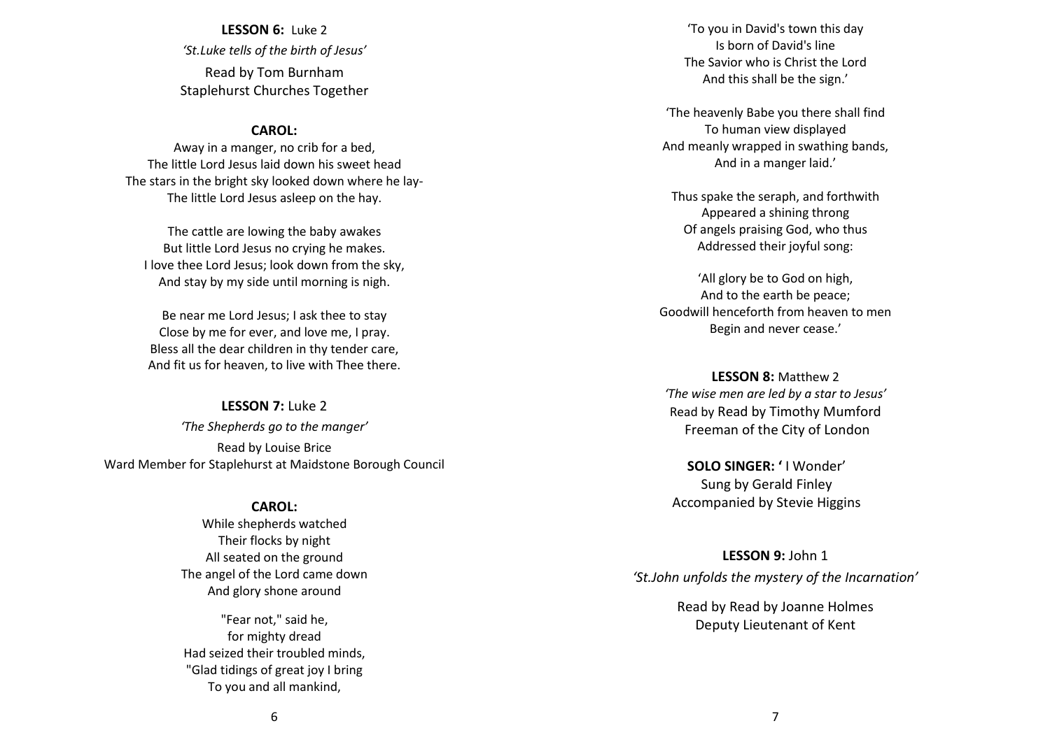**LESSON 6:** Luke 2

*'St.Luke tells of the birth of Jesus'*

Read by Tom Burnham
Staplehurst Churches Together

**CAROL:**

Away in a manger, no crib for a bed,
The little Lord Jesus laid down his sweet head
The stars in the bright sky looked down where he lay-
The little Lord Jesus asleep on the hay.

The cattle are lowing the baby awakes
But little Lord Jesus no crying he makes.
I love thee Lord Jesus; look down from the sky,
And stay by my side until morning is nigh.

Be near me Lord Jesus; I ask thee to stay
Close by me for ever, and love me, I pray.
Bless all the dear children in thy tender care,
And fit us for heaven, to live with Thee there.

**LESSON 7:** Luke 2

*'The Shepherds go to the manger'*

Read by Louise Brice
Ward Member for Staplehurst at Maidstone Borough Council

**CAROL:**

While shepherds watched
Their flocks by night
All seated on the ground
The angel of the Lord came down
And glory shone around

"Fear not," said he,
for mighty dread
Had seized their troubled minds,
"Glad tidings of great joy I bring
To you and all mankind,

'To you in David's town this day
Is born of David's line
The Savior who is Christ the Lord
And this shall be the sign.'

'The heavenly Babe you there shall find
To human view displayed
And meanly wrapped in swathing bands,
And in a manger laid.'

Thus spake the seraph, and forthwith
Appeared a shining throng
Of angels praising God, who thus
Addressed their joyful song:

'All glory be to God on high,
And to the earth be peace;
Goodwill henceforth from heaven to men
Begin and never cease.'

**LESSON 8:** Matthew 2

*'The wise men are led by a star to Jesus'*

Read by Read by Timothy Mumford
Freeman of the City of London

**SOLO SINGER: '** I Wonder'
Sung by Gerald Finley
Accompanied by Stevie Higgins

**LESSON 9:** John 1

*'St.John unfolds the mystery of the Incarnation'*

Read by Read by Joanne Holmes
Deputy Lieutenant of Kent